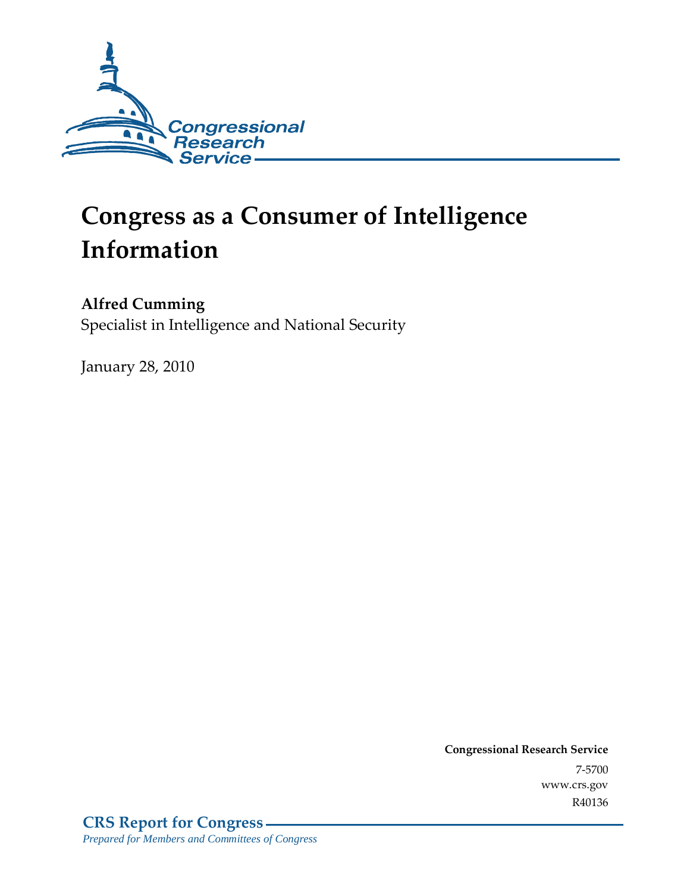Congressional Research Service

# Congress as a Consumer of Intelligence Information

**Alfred Cumming**
Specialist in Intelligence and National Security

January 28, 2010

**Congressional Research Service**
7-5700
www.crs.gov
R40136

**CRS Report for Congress**
*Prepared for Members and Committees of Congress*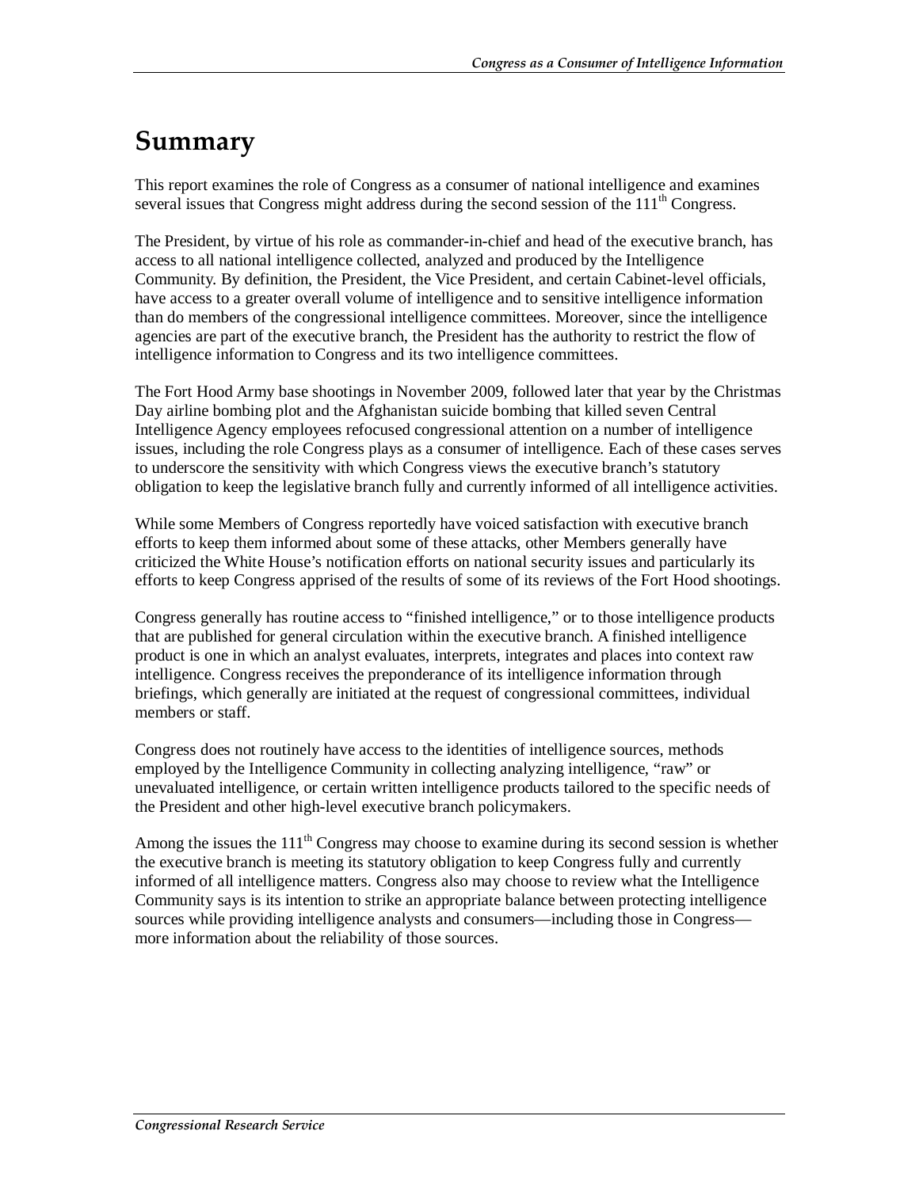# Summary

This report examines the role of Congress as a consumer of national intelligence and examines several issues that Congress might address during the second session of the 111th Congress.

The President, by virtue of his role as commander-in-chief and head of the executive branch, has access to all national intelligence collected, analyzed and produced by the Intelligence Community. By definition, the President, the Vice President, and certain Cabinet-level officials, have access to a greater overall volume of intelligence and to sensitive intelligence information than do members of the congressional intelligence committees. Moreover, since the intelligence agencies are part of the executive branch, the President has the authority to restrict the flow of intelligence information to Congress and its two intelligence committees.

The Fort Hood Army base shootings in November 2009, followed later that year by the Christmas Day airline bombing plot and the Afghanistan suicide bombing that killed seven Central Intelligence Agency employees refocused congressional attention on a number of intelligence issues, including the role Congress plays as a consumer of intelligence. Each of these cases serves to underscore the sensitivity with which Congress views the executive branch's statutory obligation to keep the legislative branch fully and currently informed of all intelligence activities.

While some Members of Congress reportedly have voiced satisfaction with executive branch efforts to keep them informed about some of these attacks, other Members generally have criticized the White House's notification efforts on national security issues and particularly its efforts to keep Congress apprised of the results of some of its reviews of the Fort Hood shootings.

Congress generally has routine access to "finished intelligence," or to those intelligence products that are published for general circulation within the executive branch. A finished intelligence product is one in which an analyst evaluates, interprets, integrates and places into context raw intelligence. Congress receives the preponderance of its intelligence information through briefings, which generally are initiated at the request of congressional committees, individual members or staff.

Congress does not routinely have access to the identities of intelligence sources, methods employed by the Intelligence Community in collecting analyzing intelligence, "raw" or unevaluated intelligence, or certain written intelligence products tailored to the specific needs of the President and other high-level executive branch policymakers.

Among the issues the 111th Congress may choose to examine during its second session is whether the executive branch is meeting its statutory obligation to keep Congress fully and currently informed of all intelligence matters. Congress also may choose to review what the Intelligence Community says is its intention to strike an appropriate balance between protecting intelligence sources while providing intelligence analysts and consumers—including those in Congress—more information about the reliability of those sources.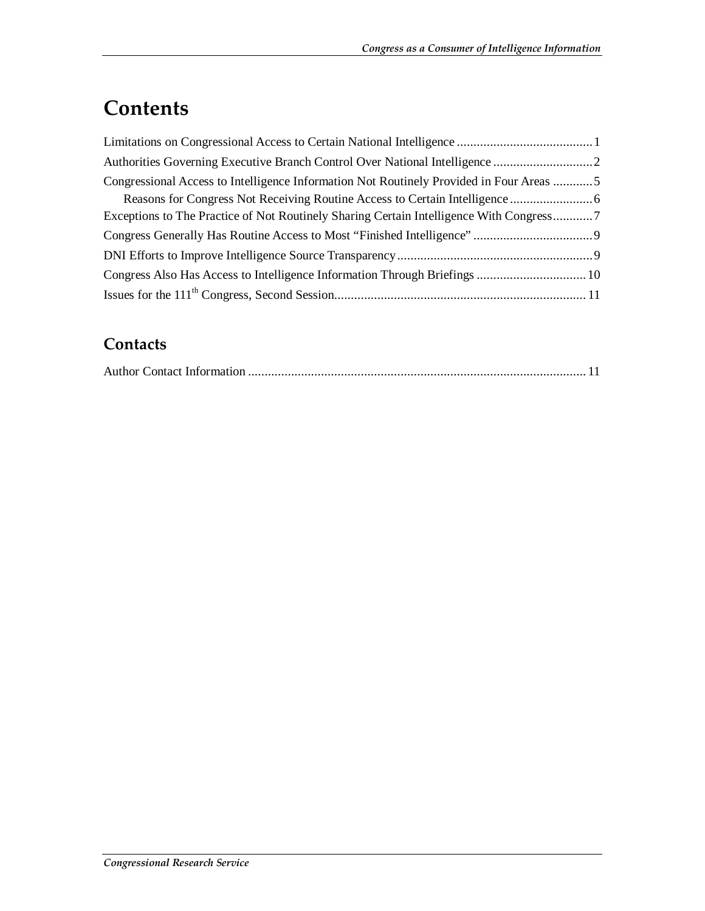# Contents

Limitations on Congressional Access to Certain National Intelligence .......................................... 1
Authorities Governing Executive Branch Control Over National Intelligence .............................. 2
Congressional Access to Intelligence Information Not Routinely Provided in Four Areas ............ 5
    Reasons for Congress Not Receiving Routine Access to Certain Intelligence ......................... 6
Exceptions to The Practice of Not Routinely Sharing Certain Intelligence With Congress............ 7
Congress Generally Has Routine Access to Most "Finished Intelligence" .................................... 9
DNI Efforts to Improve Intelligence Source Transparency ........................................................... 9
Congress Also Has Access to Intelligence Information Through Briefings ................................. 10
Issues for the 111th Congress, Second Session........................................................................... 11

## Contacts

Author Contact Information ...................................................................................................... 11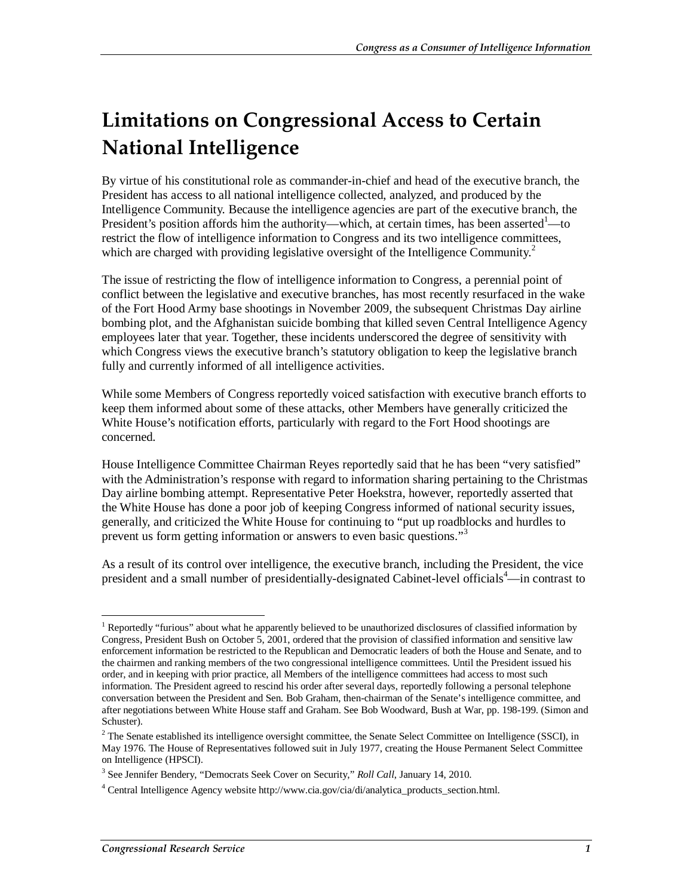# Limitations on Congressional Access to Certain National Intelligence

By virtue of his constitutional role as commander-in-chief and head of the executive branch, the President has access to all national intelligence collected, analyzed, and produced by the Intelligence Community. Because the intelligence agencies are part of the executive branch, the President's position affords him the authority—which, at certain times, has been asserted[1]—to restrict the flow of intelligence information to Congress and its two intelligence committees, which are charged with providing legislative oversight of the Intelligence Community.[2]

The issue of restricting the flow of intelligence information to Congress, a perennial point of conflict between the legislative and executive branches, has most recently resurfaced in the wake of the Fort Hood Army base shootings in November 2009, the subsequent Christmas Day airline bombing plot, and the Afghanistan suicide bombing that killed seven Central Intelligence Agency employees later that year. Together, these incidents underscored the degree of sensitivity with which Congress views the executive branch's statutory obligation to keep the legislative branch fully and currently informed of all intelligence activities.

While some Members of Congress reportedly voiced satisfaction with executive branch efforts to keep them informed about some of these attacks, other Members have generally criticized the White House's notification efforts, particularly with regard to the Fort Hood shootings are concerned.

House Intelligence Committee Chairman Reyes reportedly said that he has been "very satisfied" with the Administration's response with regard to information sharing pertaining to the Christmas Day airline bombing attempt. Representative Peter Hoekstra, however, reportedly asserted that the White House has done a poor job of keeping Congress informed of national security issues, generally, and criticized the White House for continuing to "put up roadblocks and hurdles to prevent us form getting information or answers to even basic questions."[3]

As a result of its control over intelligence, the executive branch, including the President, the vice president and a small number of presidentially-designated Cabinet-level officials[4]—in contrast to

---

[1] Reportedly "furious" about what he apparently believed to be unauthorized disclosures of classified information by Congress, President Bush on October 5, 2001, ordered that the provision of classified information and sensitive law enforcement information be restricted to the Republican and Democratic leaders of both the House and Senate, and to the chairmen and ranking members of the two congressional intelligence committees. Until the President issued his order, and in keeping with prior practice, all Members of the intelligence committees had access to most such information. The President agreed to rescind his order after several days, reportedly following a personal telephone conversation between the President and Sen. Bob Graham, then-chairman of the Senate's intelligence committee, and after negotiations between White House staff and Graham. See Bob Woodward, Bush at War, pp. 198-199. (Simon and Schuster).

[2] The Senate established its intelligence oversight committee, the Senate Select Committee on Intelligence (SSCI), in May 1976. The House of Representatives followed suit in July 1977, creating the House Permanent Select Committee on Intelligence (HPSCI).

[3] See Jennifer Bendery, "Democrats Seek Cover on Security," *Roll Call*, January 14, 2010.

[4] Central Intelligence Agency website http://www.cia.gov/cia/di/analytica_products_section.html.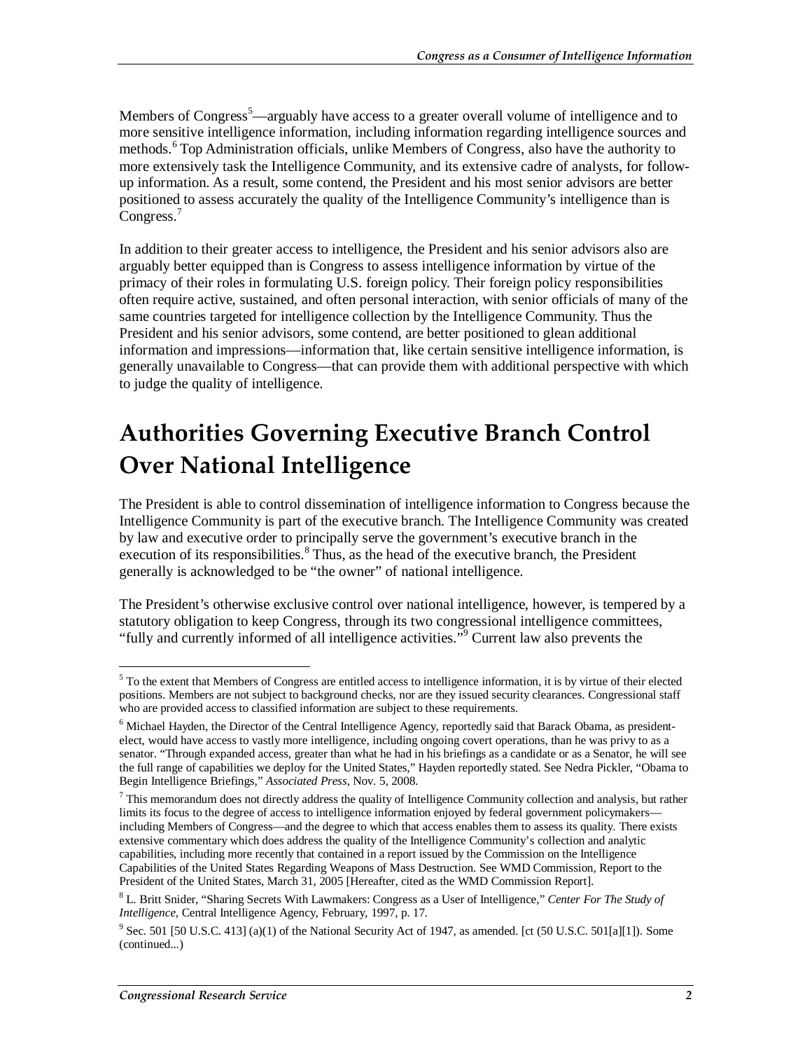Members of Congress[5]—arguably have access to a greater overall volume of intelligence and to more sensitive intelligence information, including information regarding intelligence sources and methods.[6] Top Administration officials, unlike Members of Congress, also have the authority to more extensively task the Intelligence Community, and its extensive cadre of analysts, for follow-up information. As a result, some contend, the President and his most senior advisors are better positioned to assess accurately the quality of the Intelligence Community's intelligence than is Congress.[7]

In addition to their greater access to intelligence, the President and his senior advisors also are arguably better equipped than is Congress to assess intelligence information by virtue of the primacy of their roles in formulating U.S. foreign policy. Their foreign policy responsibilities often require active, sustained, and often personal interaction, with senior officials of many of the same countries targeted for intelligence collection by the Intelligence Community. Thus the President and his senior advisors, some contend, are better positioned to glean additional information and impressions—information that, like certain sensitive intelligence information, is generally unavailable to Congress—that can provide them with additional perspective with which to judge the quality of intelligence.

# Authorities Governing Executive Branch Control Over National Intelligence

The President is able to control dissemination of intelligence information to Congress because the Intelligence Community is part of the executive branch. The Intelligence Community was created by law and executive order to principally serve the government's executive branch in the execution of its responsibilities.[8] Thus, as the head of the executive branch, the President generally is acknowledged to be "the owner" of national intelligence.

The President's otherwise exclusive control over national intelligence, however, is tempered by a statutory obligation to keep Congress, through its two congressional intelligence committees, "fully and currently informed of all intelligence activities."[9] Current law also prevents the

---

[5] To the extent that Members of Congress are entitled access to intelligence information, it is by virtue of their elected positions. Members are not subject to background checks, nor are they issued security clearances. Congressional staff who are provided access to classified information are subject to these requirements.

[6] Michael Hayden, the Director of the Central Intelligence Agency, reportedly said that Barack Obama, as president-elect, would have access to vastly more intelligence, including ongoing covert operations, than he was privy to as a senator. "Through expanded access, greater than what he had in his briefings as a candidate or as a Senator, he will see the full range of capabilities we deploy for the United States," Hayden reportedly stated. See Nedra Pickler, "Obama to Begin Intelligence Briefings," *Associated Press*, Nov. 5, 2008.

[7] This memorandum does not directly address the quality of Intelligence Community collection and analysis, but rather limits its focus to the degree of access to intelligence information enjoyed by federal government policymakers—including Members of Congress—and the degree to which that access enables them to assess its quality. There exists extensive commentary which does address the quality of the Intelligence Community's collection and analytic capabilities, including more recently that contained in a report issued by the Commission on the Intelligence Capabilities of the United States Regarding Weapons of Mass Destruction. See WMD Commission, Report to the President of the United States, March 31, 2005 [Hereafter, cited as the WMD Commission Report].

[8] L. Britt Snider, "Sharing Secrets With Lawmakers: Congress as a User of Intelligence," *Center For The Study of Intelligence*, Central Intelligence Agency, February, 1997, p. 17.

[9] Sec. 501 [50 U.S.C. 413] (a)(1) of the National Security Act of 1947, as amended. [ct (50 U.S.C. 501[a][1]). Some (continued...)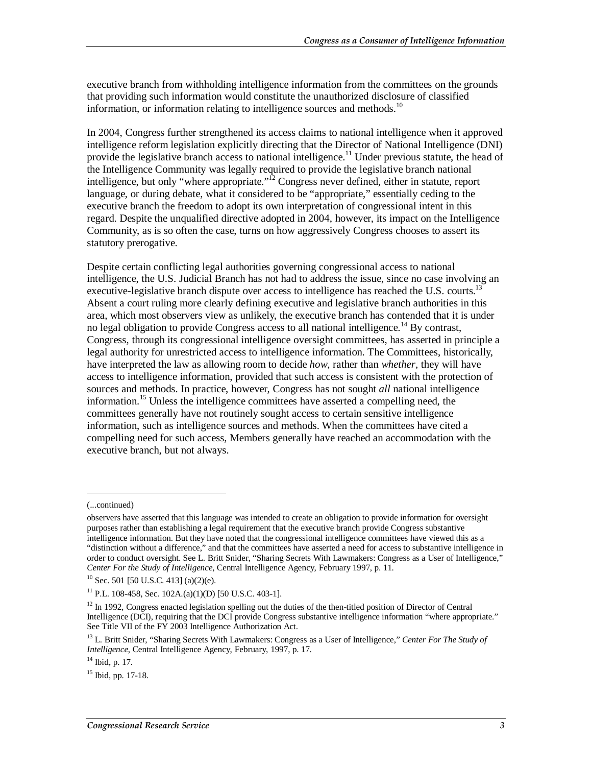executive branch from withholding intelligence information from the committees on the grounds that providing such information would constitute the unauthorized disclosure of classified information, or information relating to intelligence sources and methods.[10]

In 2004, Congress further strengthened its access claims to national intelligence when it approved intelligence reform legislation explicitly directing that the Director of National Intelligence (DNI) provide the legislative branch access to national intelligence.[11] Under previous statute, the head of the Intelligence Community was legally required to provide the legislative branch national intelligence, but only "where appropriate."[12] Congress never defined, either in statute, report language, or during debate, what it considered to be "appropriate," essentially ceding to the executive branch the freedom to adopt its own interpretation of congressional intent in this regard. Despite the unqualified directive adopted in 2004, however, its impact on the Intelligence Community, as is so often the case, turns on how aggressively Congress chooses to assert its statutory prerogative.

Despite certain conflicting legal authorities governing congressional access to national intelligence, the U.S. Judicial Branch has not had to address the issue, since no case involving an executive-legislative branch dispute over access to intelligence has reached the U.S. courts.[13] Absent a court ruling more clearly defining executive and legislative branch authorities in this area, which most observers view as unlikely, the executive branch has contended that it is under no legal obligation to provide Congress access to all national intelligence.[14] By contrast, Congress, through its congressional intelligence oversight committees, has asserted in principle a legal authority for unrestricted access to intelligence information. The Committees, historically, have interpreted the law as allowing room to decide *how*, rather than *whether*, they will have access to intelligence information, provided that such access is consistent with the protection of sources and methods. In practice, however, Congress has not sought *all* national intelligence information.[15] Unless the intelligence committees have asserted a compelling need, the committees generally have not routinely sought access to certain sensitive intelligence information, such as intelligence sources and methods. When the committees have cited a compelling need for such access, Members generally have reached an accommodation with the executive branch, but not always.

---

(...continued)

observers have asserted that this language was intended to create an obligation to provide information for oversight purposes rather than establishing a legal requirement that the executive branch provide Congress substantive intelligence information. But they have noted that the congressional intelligence committees have viewed this as a "distinction without a difference," and that the committees have asserted a need for access to substantive intelligence in order to conduct oversight. See L. Britt Snider, "Sharing Secrets With Lawmakers: Congress as a User of Intelligence," *Center For the Study of Intelligence*, Central Intelligence Agency, February 1997, p. 11.

[10] Sec. 501 [50 U.S.C. 413] (a)(2)(e).

[11] P.L. 108-458, Sec. 102A.(a)(1)(D) [50 U.S.C. 403-1].

[12] In 1992, Congress enacted legislation spelling out the duties of the then-titled position of Director of Central Intelligence (DCI), requiring that the DCI provide Congress substantive intelligence information "where appropriate." See Title VII of the FY 2003 Intelligence Authorization Act.

[13] L. Britt Snider, "Sharing Secrets With Lawmakers: Congress as a User of Intelligence," *Center For The Study of Intelligence*, Central Intelligence Agency, February, 1997, p. 17.

[14] Ibid, p. 17.

[15] Ibid, pp. 17-18.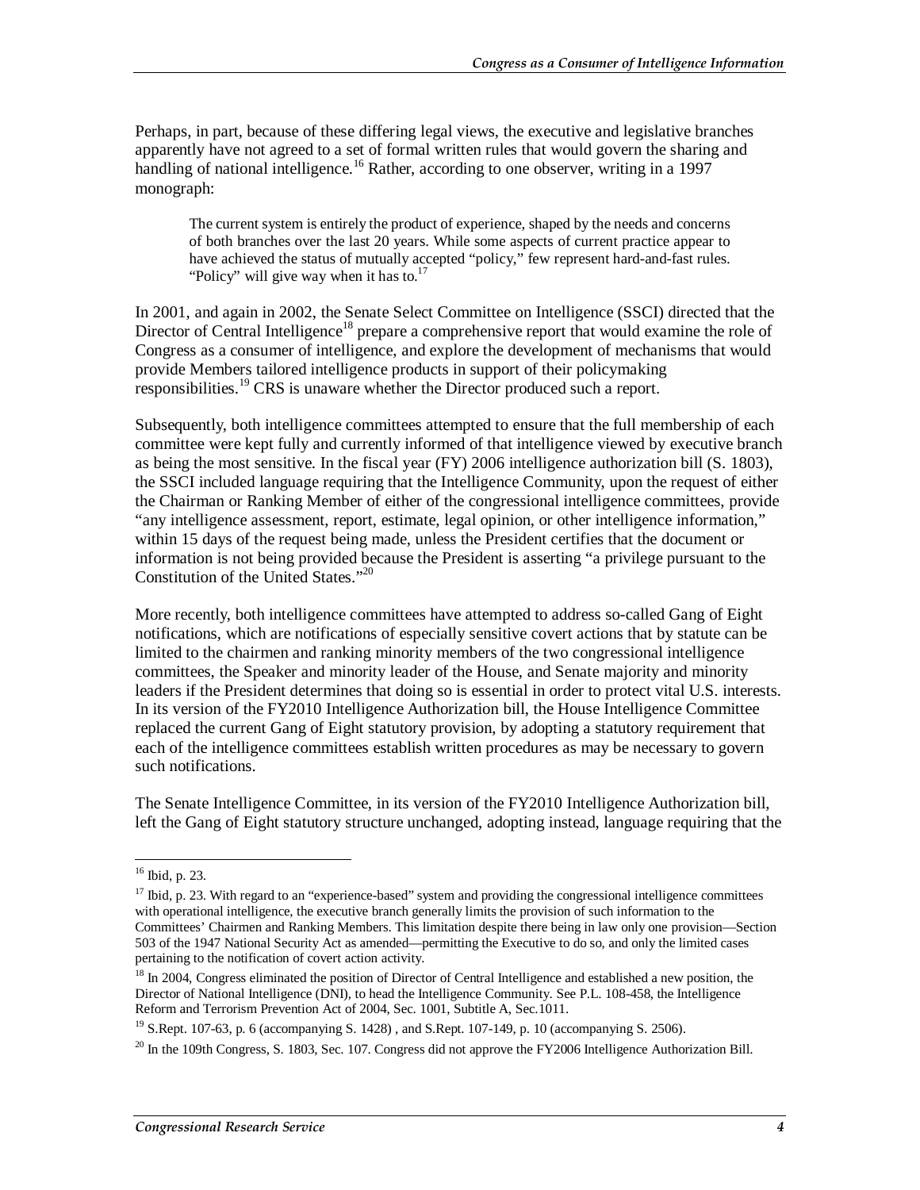Perhaps, in part, because of these differing legal views, the executive and legislative branches apparently have not agreed to a set of formal written rules that would govern the sharing and handling of national intelligence.[16] Rather, according to one observer, writing in a 1997 monograph:

> The current system is entirely the product of experience, shaped by the needs and concerns of both branches over the last 20 years. While some aspects of current practice appear to have achieved the status of mutually accepted "policy," few represent hard-and-fast rules. "Policy" will give way when it has to.[17]

In 2001, and again in 2002, the Senate Select Committee on Intelligence (SSCI) directed that the Director of Central Intelligence[18] prepare a comprehensive report that would examine the role of Congress as a consumer of intelligence, and explore the development of mechanisms that would provide Members tailored intelligence products in support of their policymaking responsibilities.[19] CRS is unaware whether the Director produced such a report.

Subsequently, both intelligence committees attempted to ensure that the full membership of each committee were kept fully and currently informed of that intelligence viewed by executive branch as being the most sensitive. In the fiscal year (FY) 2006 intelligence authorization bill (S. 1803), the SSCI included language requiring that the Intelligence Community, upon the request of either the Chairman or Ranking Member of either of the congressional intelligence committees, provide "any intelligence assessment, report, estimate, legal opinion, or other intelligence information," within 15 days of the request being made, unless the President certifies that the document or information is not being provided because the President is asserting "a privilege pursuant to the Constitution of the United States."[20]

More recently, both intelligence committees have attempted to address so-called Gang of Eight notifications, which are notifications of especially sensitive covert actions that by statute can be limited to the chairmen and ranking minority members of the two congressional intelligence committees, the Speaker and minority leader of the House, and Senate majority and minority leaders if the President determines that doing so is essential in order to protect vital U.S. interests. In its version of the FY2010 Intelligence Authorization bill, the House Intelligence Committee replaced the current Gang of Eight statutory provision, by adopting a statutory requirement that each of the intelligence committees establish written procedures as may be necessary to govern such notifications.

The Senate Intelligence Committee, in its version of the FY2010 Intelligence Authorization bill, left the Gang of Eight statutory structure unchanged, adopting instead, language requiring that the

---

[16] Ibid, p. 23.

[17] Ibid, p. 23. With regard to an "experience-based" system and providing the congressional intelligence committees with operational intelligence, the executive branch generally limits the provision of such information to the Committees' Chairmen and Ranking Members. This limitation despite there being in law only one provision—Section 503 of the 1947 National Security Act as amended—permitting the Executive to do so, and only the limited cases pertaining to the notification of covert action activity.

[18] In 2004, Congress eliminated the position of Director of Central Intelligence and established a new position, the Director of National Intelligence (DNI), to head the Intelligence Community. See P.L. 108-458, the Intelligence Reform and Terrorism Prevention Act of 2004, Sec. 1001, Subtitle A, Sec.1011.

[19] S.Rept. 107-63, p. 6 (accompanying S. 1428) , and S.Rept. 107-149, p. 10 (accompanying S. 2506).

[20] In the 109th Congress, S. 1803, Sec. 107. Congress did not approve the FY2006 Intelligence Authorization Bill.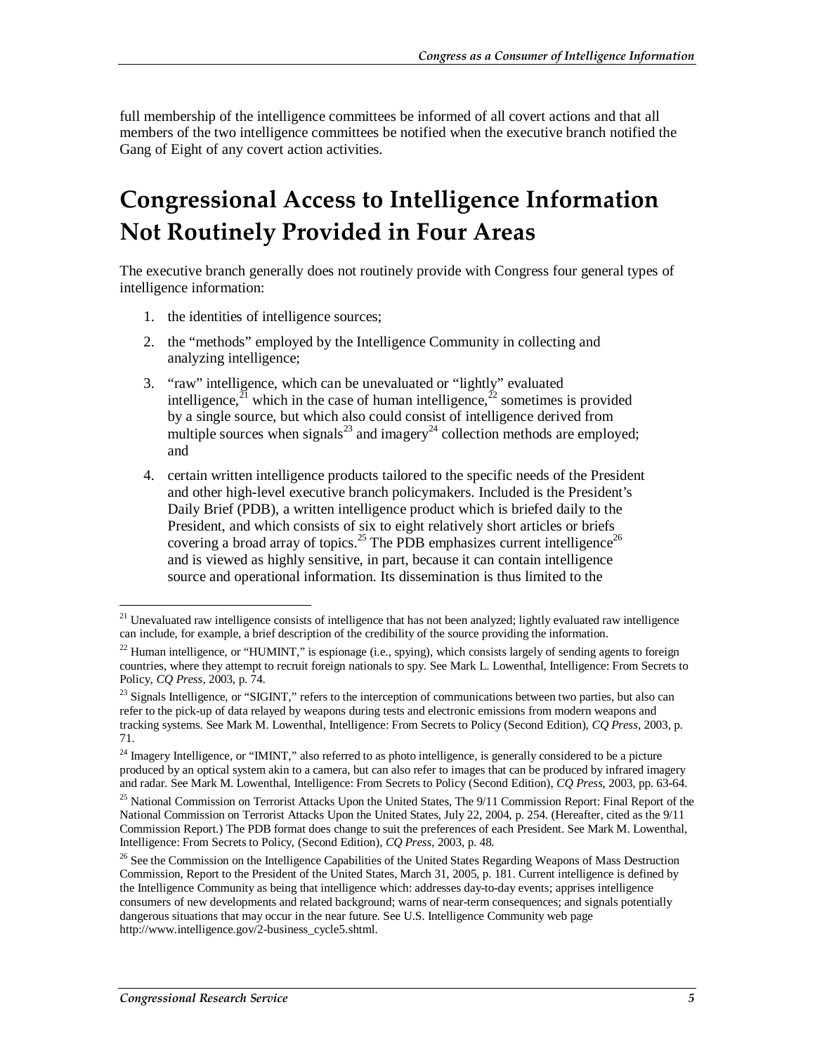full membership of the intelligence committees be informed of all covert actions and that all members of the two intelligence committees be notified when the executive branch notified the Gang of Eight of any covert action activities.

# Congressional Access to Intelligence Information Not Routinely Provided in Four Areas

The executive branch generally does not routinely provide with Congress four general types of intelligence information:

1. the identities of intelligence sources;
2. the "methods" employed by the Intelligence Community in collecting and analyzing intelligence;
3. "raw" intelligence, which can be unevaluated or "lightly" evaluated intelligence,[21] which in the case of human intelligence,[22] sometimes is provided by a single source, but which also could consist of intelligence derived from multiple sources when signals[23] and imagery[24] collection methods are employed; and
4. certain written intelligence products tailored to the specific needs of the President and other high-level executive branch policymakers. Included is the President's Daily Brief (PDB), a written intelligence product which is briefed daily to the President, and which consists of six to eight relatively short articles or briefs covering a broad array of topics.[25] The PDB emphasizes current intelligence[26] and is viewed as highly sensitive, in part, because it can contain intelligence source and operational information. Its dissemination is thus limited to the

---

[21] Unevaluated raw intelligence consists of intelligence that has not been analyzed; lightly evaluated raw intelligence can include, for example, a brief description of the credibility of the source providing the information.

[22] Human intelligence, or "HUMINT," is espionage (i.e., spying), which consists largely of sending agents to foreign countries, where they attempt to recruit foreign nationals to spy. See Mark L. Lowenthal, Intelligence: From Secrets to Policy, *CQ Press*, 2003, p. 74.

[23] Signals Intelligence, or "SIGINT," refers to the interception of communications between two parties, but also can refer to the pick-up of data relayed by weapons during tests and electronic emissions from modern weapons and tracking systems. See Mark M. Lowenthal, Intelligence: From Secrets to Policy (Second Edition), *CQ Press*, 2003, p. 71.

[24] Imagery Intelligence, or "IMINT," also referred to as photo intelligence, is generally considered to be a picture produced by an optical system akin to a camera, but can also refer to images that can be produced by infrared imagery and radar. See Mark M. Lowenthal, Intelligence: From Secrets to Policy (Second Edition), *CQ Press*, 2003, pp. 63-64.

[25] National Commission on Terrorist Attacks Upon the United States, The 9/11 Commission Report: Final Report of the National Commission on Terrorist Attacks Upon the United States, July 22, 2004, p. 254. (Hereafter, cited as the 9/11 Commission Report.) The PDB format does change to suit the preferences of each President. See Mark M. Lowenthal, Intelligence: From Secrets to Policy, (Second Edition), *CQ Press*, 2003, p. 48.

[26] See the Commission on the Intelligence Capabilities of the United States Regarding Weapons of Mass Destruction Commission, Report to the President of the United States, March 31, 2005, p. 181. Current intelligence is defined by the Intelligence Community as being that intelligence which: addresses day-to-day events; apprises intelligence consumers of new developments and related background; warns of near-term consequences; and signals potentially dangerous situations that may occur in the near future. See U.S. Intelligence Community web page http://www.intelligence.gov/2-business_cycle5.shtml.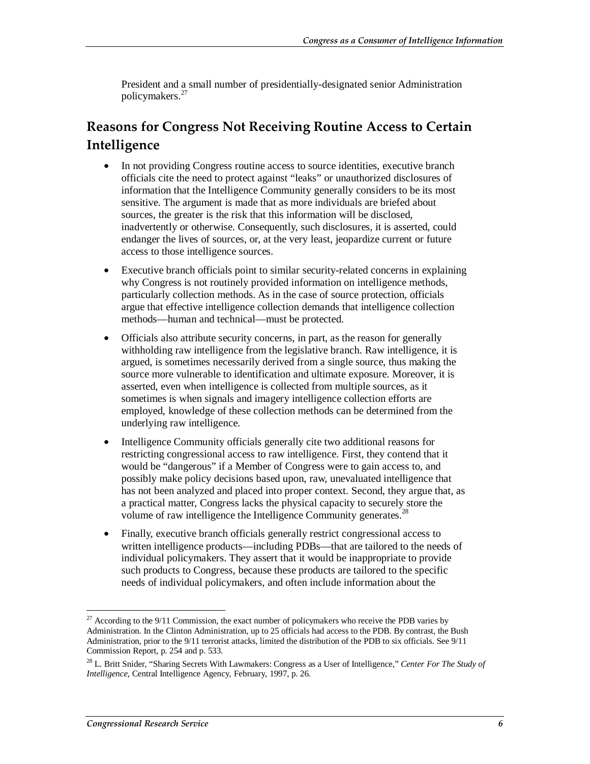President and a small number of presidentially-designated senior Administration policymakers.[27]

## Reasons for Congress Not Receiving Routine Access to Certain Intelligence

- In not providing Congress routine access to source identities, executive branch officials cite the need to protect against "leaks" or unauthorized disclosures of information that the Intelligence Community generally considers to be its most sensitive. The argument is made that as more individuals are briefed about sources, the greater is the risk that this information will be disclosed, inadvertently or otherwise. Consequently, such disclosures, it is asserted, could endanger the lives of sources, or, at the very least, jeopardize current or future access to those intelligence sources.
- Executive branch officials point to similar security-related concerns in explaining why Congress is not routinely provided information on intelligence methods, particularly collection methods. As in the case of source protection, officials argue that effective intelligence collection demands that intelligence collection methods—human and technical—must be protected.
- Officials also attribute security concerns, in part, as the reason for generally withholding raw intelligence from the legislative branch. Raw intelligence, it is argued, is sometimes necessarily derived from a single source, thus making the source more vulnerable to identification and ultimate exposure. Moreover, it is asserted, even when intelligence is collected from multiple sources, as it sometimes is when signals and imagery intelligence collection efforts are employed, knowledge of these collection methods can be determined from the underlying raw intelligence.
- Intelligence Community officials generally cite two additional reasons for restricting congressional access to raw intelligence. First, they contend that it would be "dangerous" if a Member of Congress were to gain access to, and possibly make policy decisions based upon, raw, unevaluated intelligence that has not been analyzed and placed into proper context. Second, they argue that, as a practical matter, Congress lacks the physical capacity to securely store the volume of raw intelligence the Intelligence Community generates.[28]
- Finally, executive branch officials generally restrict congressional access to written intelligence products—including PDBs—that are tailored to the needs of individual policymakers. They assert that it would be inappropriate to provide such products to Congress, because these products are tailored to the specific needs of individual policymakers, and often include information about the

---

[27] According to the 9/11 Commission, the exact number of policymakers who receive the PDB varies by Administration. In the Clinton Administration, up to 25 officials had access to the PDB. By contrast, the Bush Administration, prior to the 9/11 terrorist attacks, limited the distribution of the PDB to six officials. See 9/11 Commission Report, p. 254 and p. 533.

[28] L. Britt Snider, "Sharing Secrets With Lawmakers: Congress as a User of Intelligence," *Center For The Study of Intelligence*, Central Intelligence Agency, February, 1997, p. 26.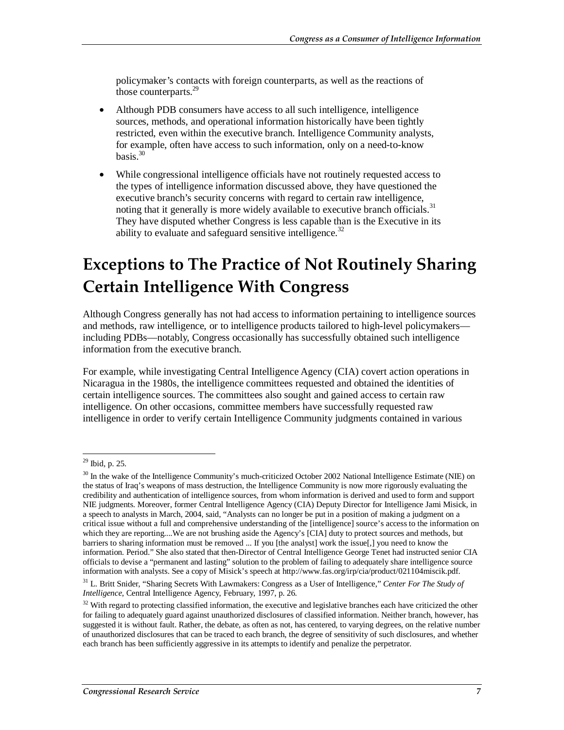policymaker's contacts with foreign counterparts, as well as the reactions of those counterparts.[29]

- Although PDB consumers have access to all such intelligence, intelligence sources, methods, and operational information historically have been tightly restricted, even within the executive branch. Intelligence Community analysts, for example, often have access to such information, only on a need-to-know basis.[30]
- While congressional intelligence officials have not routinely requested access to the types of intelligence information discussed above, they have questioned the executive branch's security concerns with regard to certain raw intelligence, noting that it generally is more widely available to executive branch officials.[31] They have disputed whether Congress is less capable than is the Executive in its ability to evaluate and safeguard sensitive intelligence.[32]

## Exceptions to The Practice of Not Routinely Sharing Certain Intelligence With Congress

Although Congress generally has not had access to information pertaining to intelligence sources and methods, raw intelligence, or to intelligence products tailored to high-level policymakers—including PDBs—notably, Congress occasionally has successfully obtained such intelligence information from the executive branch.

For example, while investigating Central Intelligence Agency (CIA) covert action operations in Nicaragua in the 1980s, the intelligence committees requested and obtained the identities of certain intelligence sources. The committees also sought and gained access to certain raw intelligence. On other occasions, committee members have successfully requested raw intelligence in order to verify certain Intelligence Community judgments contained in various

---

[29] Ibid, p. 25.

[30] In the wake of the Intelligence Community's much-criticized October 2002 National Intelligence Estimate (NIE) on the status of Iraq's weapons of mass destruction, the Intelligence Community is now more rigorously evaluating the credibility and authentication of intelligence sources, from whom information is derived and used to form and support NIE judgments. Moreover, former Central Intelligence Agency (CIA) Deputy Director for Intelligence Jami Misick, in a speech to analysts in March, 2004, said, "Analysts can no longer be put in a position of making a judgment on a critical issue without a full and comprehensive understanding of the [intelligence] source's access to the information on which they are reporting....We are not brushing aside the Agency's [CIA] duty to protect sources and methods, but barriers to sharing information must be removed ... If you [the analyst] work the issue[,] you need to know the information. Period." She also stated that then-Director of Central Intelligence George Tenet had instructed senior CIA officials to devise a "permanent and lasting" solution to the problem of failing to adequately share intelligence source information with analysts. See a copy of Misick's speech at http://www.fas.org/irp/cia/product/021104miscik.pdf.

[31] L. Britt Snider, "Sharing Secrets With Lawmakers: Congress as a User of Intelligence," *Center For The Study of Intelligence*, Central Intelligence Agency, February, 1997, p. 26.

[32] With regard to protecting classified information, the executive and legislative branches each have criticized the other for failing to adequately guard against unauthorized disclosures of classified information. Neither branch, however, has suggested it is without fault. Rather, the debate, as often as not, has centered, to varying degrees, on the relative number of unauthorized disclosures that can be traced to each branch, the degree of sensitivity of such disclosures, and whether each branch has been sufficiently aggressive in its attempts to identify and penalize the perpetrator.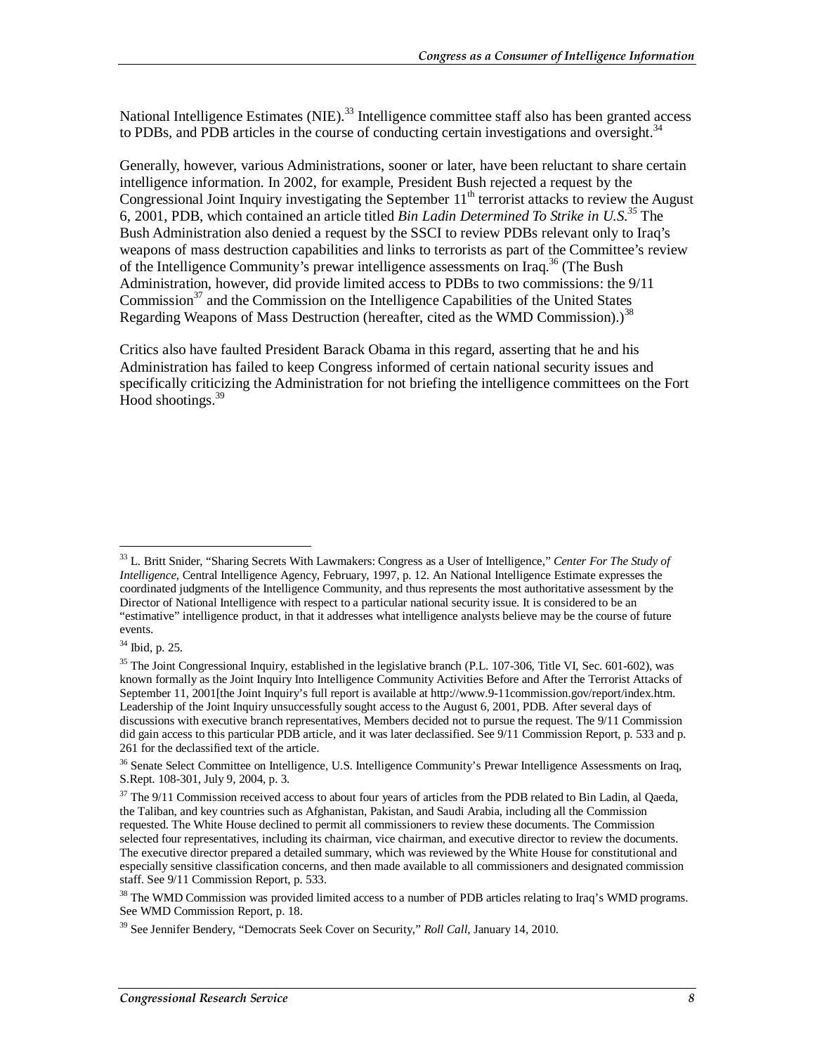National Intelligence Estimates (NIE).[33] Intelligence committee staff also has been granted access to PDBs, and PDB articles in the course of conducting certain investigations and oversight.[34]

Generally, however, various Administrations, sooner or later, have been reluctant to share certain intelligence information. In 2002, for example, President Bush rejected a request by the Congressional Joint Inquiry investigating the September 11th terrorist attacks to review the August 6, 2001, PDB, which contained an article titled *Bin Ladin Determined To Strike in U.S.*[35] The Bush Administration also denied a request by the SSCI to review PDBs relevant only to Iraq's weapons of mass destruction capabilities and links to terrorists as part of the Committee's review of the Intelligence Community's prewar intelligence assessments on Iraq.[36] (The Bush Administration, however, did provide limited access to PDBs to two commissions: the 9/11 Commission[37] and the Commission on the Intelligence Capabilities of the United States Regarding Weapons of Mass Destruction (hereafter, cited as the WMD Commission).)[38]

Critics also have faulted President Barack Obama in this regard, asserting that he and his Administration has failed to keep Congress informed of certain national security issues and specifically criticizing the Administration for not briefing the intelligence committees on the Fort Hood shootings.[39]

---

[33] L. Britt Snider, "Sharing Secrets With Lawmakers: Congress as a User of Intelligence," *Center For The Study of Intelligence*, Central Intelligence Agency, February, 1997, p. 12. An National Intelligence Estimate expresses the coordinated judgments of the Intelligence Community, and thus represents the most authoritative assessment by the Director of National Intelligence with respect to a particular national security issue. It is considered to be an "estimative" intelligence product, in that it addresses what intelligence analysts believe may be the course of future events.

[34] Ibid, p. 25.

[35] The Joint Congressional Inquiry, established in the legislative branch (P.L. 107-306, Title VI, Sec. 601-602), was known formally as the Joint Inquiry Into Intelligence Community Activities Before and After the Terrorist Attacks of September 11, 2001[the Joint Inquiry's full report is available at http://www.9-11commission.gov/report/index.htm. Leadership of the Joint Inquiry unsuccessfully sought access to the August 6, 2001, PDB. After several days of discussions with executive branch representatives, Members decided not to pursue the request. The 9/11 Commission did gain access to this particular PDB article, and it was later declassified. See 9/11 Commission Report, p. 533 and p. 261 for the declassified text of the article.

[36] Senate Select Committee on Intelligence, U.S. Intelligence Community's Prewar Intelligence Assessments on Iraq, S.Rept. 108-301, July 9, 2004, p. 3.

[37] The 9/11 Commission received access to about four years of articles from the PDB related to Bin Ladin, al Qaeda, the Taliban, and key countries such as Afghanistan, Pakistan, and Saudi Arabia, including all the Commission requested. The White House declined to permit all commissioners to review these documents. The Commission selected four representatives, including its chairman, vice chairman, and executive director to review the documents. The executive director prepared a detailed summary, which was reviewed by the White House for constitutional and especially sensitive classification concerns, and then made available to all commissioners and designated commission staff. See 9/11 Commission Report, p. 533.

[38] The WMD Commission was provided limited access to a number of PDB articles relating to Iraq's WMD programs. See WMD Commission Report, p. 18.

[39] See Jennifer Bendery, "Democrats Seek Cover on Security," *Roll Call*, January 14, 2010.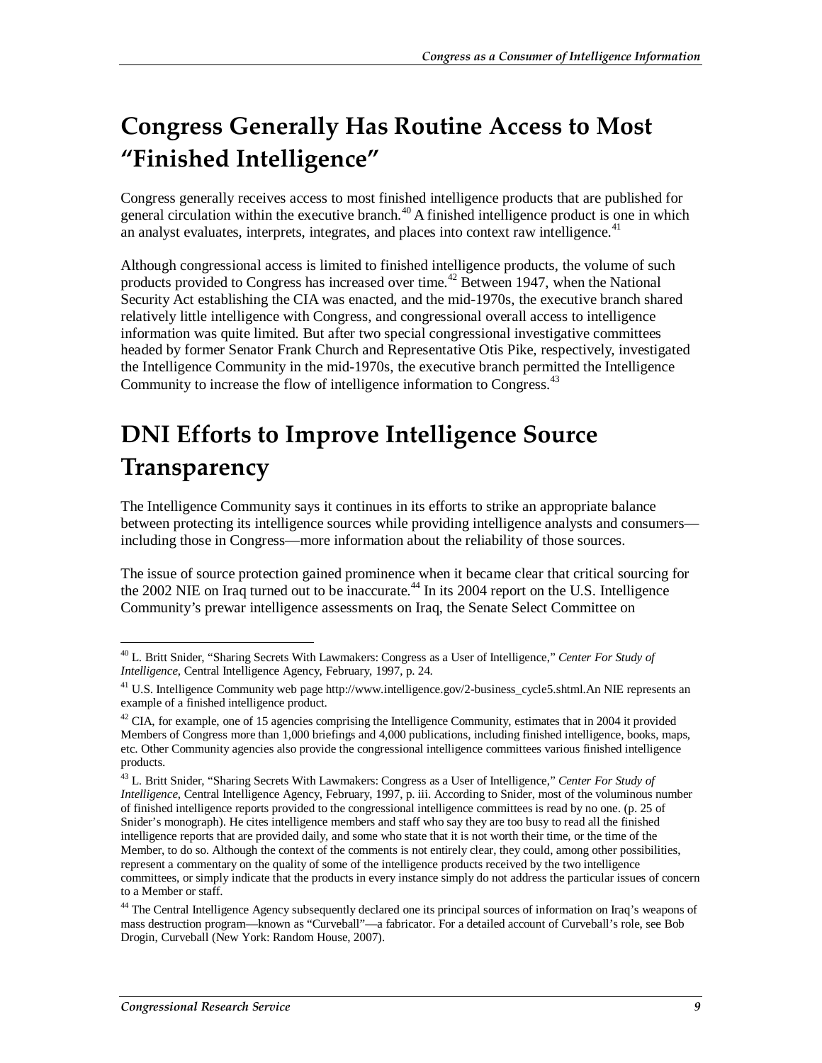# Congress Generally Has Routine Access to Most "Finished Intelligence"

Congress generally receives access to most finished intelligence products that are published for general circulation within the executive branch.[40] A finished intelligence product is one in which an analyst evaluates, interprets, integrates, and places into context raw intelligence.[41]

Although congressional access is limited to finished intelligence products, the volume of such products provided to Congress has increased over time.[42] Between 1947, when the National Security Act establishing the CIA was enacted, and the mid-1970s, the executive branch shared relatively little intelligence with Congress, and congressional overall access to intelligence information was quite limited. But after two special congressional investigative committees headed by former Senator Frank Church and Representative Otis Pike, respectively, investigated the Intelligence Community in the mid-1970s, the executive branch permitted the Intelligence Community to increase the flow of intelligence information to Congress.[43]

# DNI Efforts to Improve Intelligence Source Transparency

The Intelligence Community says it continues in its efforts to strike an appropriate balance between protecting its intelligence sources while providing intelligence analysts and consumers—including those in Congress—more information about the reliability of those sources.

The issue of source protection gained prominence when it became clear that critical sourcing for the 2002 NIE on Iraq turned out to be inaccurate.[44] In its 2004 report on the U.S. Intelligence Community's prewar intelligence assessments on Iraq, the Senate Select Committee on

---

[40] L. Britt Snider, "Sharing Secrets With Lawmakers: Congress as a User of Intelligence," *Center For Study of Intelligence*, Central Intelligence Agency, February, 1997, p. 24.

[41] U.S. Intelligence Community web page http://www.intelligence.gov/2-business_cycle5.shtml.An NIE represents an example of a finished intelligence product.

[42] CIA, for example, one of 15 agencies comprising the Intelligence Community, estimates that in 2004 it provided Members of Congress more than 1,000 briefings and 4,000 publications, including finished intelligence, books, maps, etc. Other Community agencies also provide the congressional intelligence committees various finished intelligence products.

[43] L. Britt Snider, "Sharing Secrets With Lawmakers: Congress as a User of Intelligence," *Center For Study of Intelligence*, Central Intelligence Agency, February, 1997, p. iii. According to Snider, most of the voluminous number of finished intelligence reports provided to the congressional intelligence committees is read by no one. (p. 25 of Snider's monograph). He cites intelligence members and staff who say they are too busy to read all the finished intelligence reports that are provided daily, and some who state that it is not worth their time, or the time of the Member, to do so. Although the context of the comments is not entirely clear, they could, among other possibilities, represent a commentary on the quality of some of the intelligence products received by the two intelligence committees, or simply indicate that the products in every instance simply do not address the particular issues of concern to a Member or staff.

[44] The Central Intelligence Agency subsequently declared one its principal sources of information on Iraq's weapons of mass destruction program—known as "Curveball"—a fabricator. For a detailed account of Curveball's role, see Bob Drogin, Curveball (New York: Random House, 2007).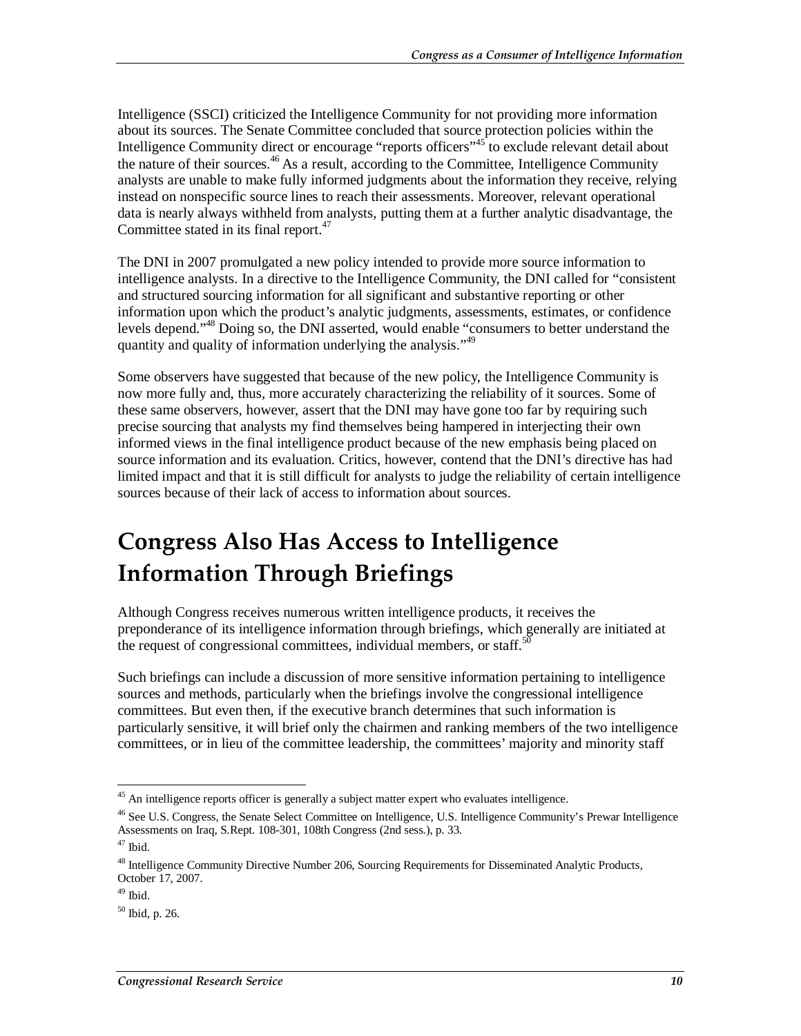Intelligence (SSCI) criticized the Intelligence Community for not providing more information about its sources. The Senate Committee concluded that source protection policies within the Intelligence Community direct or encourage "reports officers"[45] to exclude relevant detail about the nature of their sources.[46] As a result, according to the Committee, Intelligence Community analysts are unable to make fully informed judgments about the information they receive, relying instead on nonspecific source lines to reach their assessments. Moreover, relevant operational data is nearly always withheld from analysts, putting them at a further analytic disadvantage, the Committee stated in its final report.[47]

The DNI in 2007 promulgated a new policy intended to provide more source information to intelligence analysts. In a directive to the Intelligence Community, the DNI called for "consistent and structured sourcing information for all significant and substantive reporting or other information upon which the product's analytic judgments, assessments, estimates, or confidence levels depend."[48] Doing so, the DNI asserted, would enable "consumers to better understand the quantity and quality of information underlying the analysis."[49]

Some observers have suggested that because of the new policy, the Intelligence Community is now more fully and, thus, more accurately characterizing the reliability of it sources. Some of these same observers, however, assert that the DNI may have gone too far by requiring such precise sourcing that analysts my find themselves being hampered in interjecting their own informed views in the final intelligence product because of the new emphasis being placed on source information and its evaluation. Critics, however, contend that the DNI's directive has had limited impact and that it is still difficult for analysts to judge the reliability of certain intelligence sources because of their lack of access to information about sources.

# Congress Also Has Access to Intelligence Information Through Briefings

Although Congress receives numerous written intelligence products, it receives the preponderance of its intelligence information through briefings, which generally are initiated at the request of congressional committees, individual members, or staff.[50]

Such briefings can include a discussion of more sensitive information pertaining to intelligence sources and methods, particularly when the briefings involve the congressional intelligence committees. But even then, if the executive branch determines that such information is particularly sensitive, it will brief only the chairmen and ranking members of the two intelligence committees, or in lieu of the committee leadership, the committees' majority and minority staff

---

[45] An intelligence reports officer is generally a subject matter expert who evaluates intelligence.

[46] See U.S. Congress, the Senate Select Committee on Intelligence, U.S. Intelligence Community's Prewar Intelligence Assessments on Iraq, S.Rept. 108-301, 108th Congress (2nd sess.), p. 33.

[47] Ibid.

[48] Intelligence Community Directive Number 206, Sourcing Requirements for Disseminated Analytic Products, October 17, 2007.

[49] Ibid.

[50] Ibid, p. 26.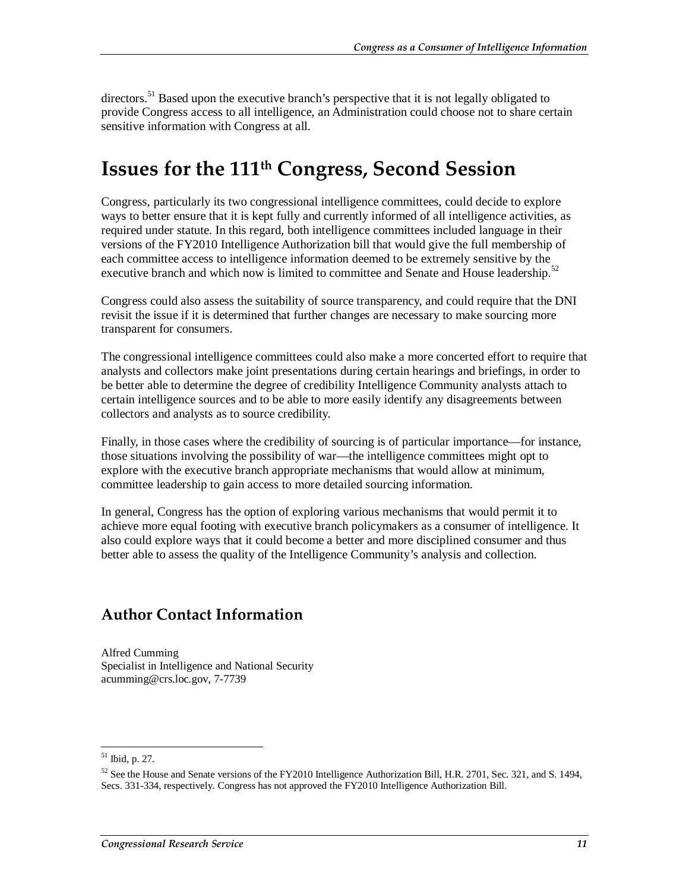directors.[51] Based upon the executive branch's perspective that it is not legally obligated to provide Congress access to all intelligence, an Administration could choose not to share certain sensitive information with Congress at all.

# Issues for the 111th Congress, Second Session

Congress, particularly its two congressional intelligence committees, could decide to explore ways to better ensure that it is kept fully and currently informed of all intelligence activities, as required under statute. In this regard, both intelligence committees included language in their versions of the FY2010 Intelligence Authorization bill that would give the full membership of each committee access to intelligence information deemed to be extremely sensitive by the executive branch and which now is limited to committee and Senate and House leadership.[52]

Congress could also assess the suitability of source transparency, and could require that the DNI revisit the issue if it is determined that further changes are necessary to make sourcing more transparent for consumers.

The congressional intelligence committees could also make a more concerted effort to require that analysts and collectors make joint presentations during certain hearings and briefings, in order to be better able to determine the degree of credibility Intelligence Community analysts attach to certain intelligence sources and to be able to more easily identify any disagreements between collectors and analysts as to source credibility.

Finally, in those cases where the credibility of sourcing is of particular importance—for instance, those situations involving the possibility of war—the intelligence committees might opt to explore with the executive branch appropriate mechanisms that would allow at minimum, committee leadership to gain access to more detailed sourcing information.

In general, Congress has the option of exploring various mechanisms that would permit it to achieve more equal footing with executive branch policymakers as a consumer of intelligence. It also could explore ways that it could become a better and more disciplined consumer and thus better able to assess the quality of the Intelligence Community's analysis and collection.

## Author Contact Information

Alfred Cumming
Specialist in Intelligence and National Security
acumming@crs.loc.gov, 7-7739

---

[51] Ibid, p. 27.

[52] See the House and Senate versions of the FY2010 Intelligence Authorization Bill, H.R. 2701, Sec. 321, and S. 1494, Secs. 331-334, respectively. Congress has not approved the FY2010 Intelligence Authorization Bill.